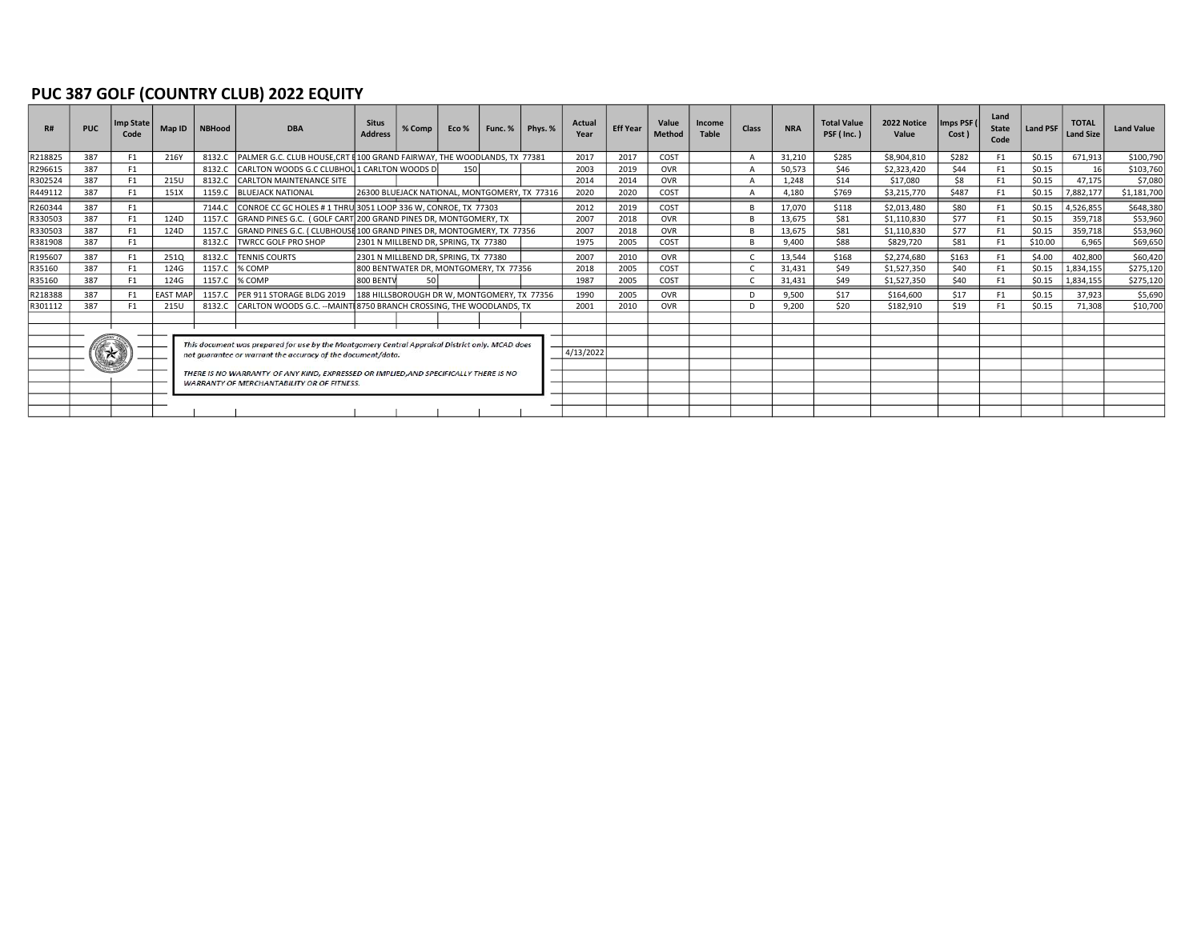# PUC 387 GOLF (COUNTRY CLUB) 2022 EQUITY

| R# | PUC | Imp State Code | Map ID | NBHood | DBA | Situs Address | % Comp | Eco % | Func. % | Phys. % | Actual Year | Eff Year | Value Method | Income Table | Class | NRA | Total Value PSF ( Inc. ) | 2022 Notice Value | Imps PSF ( Cost ) | Land State Code | Land PSF | TOTAL Land Size | Land Value |
|---|---|---|---|---|---|---|---|---|---|---|---|---|---|---|---|---|---|---|---|---|---|---|---|
| R218825 | 387 | F1 | 216Y | 8132.C | PALMER G.C. CLUB HOUSE,CRT E | 100 GRAND FAIRWAY, THE WOODLANDS, TX 77381 | | | | | 2017 | 2017 | COST | | A | 31,210 | $285 | $8,904,810 | $282 | F1 | $0.15 | 671,913 | $100,790 |
| R296615 | 387 | F1 | | 8132.C | CARLTON WOODS G.C CLUBHOU | 1 CARLTON WOODS D | | 150 | | | 2003 | 2019 | OVR | | A | 50,573 | $46 | $2,323,420 | $44 | F1 | $0.15 | 16 | $103,760 |
| R302524 | 387 | F1 | 215U | 8132.C | CARLTON MAINTENANCE SITE | | | | | | 2014 | 2014 | OVR | | A | 1,248 | $14 | $17,080 | $8 | F1 | $0.15 | 47,175 | $7,080 |
| R449112 | 387 | F1 | 151X | 1159.C | BLUEJACK NATIONAL | 26300 BLUEJACK NATIONAL, MONTGOMERY, TX 77316 | | | | | 2020 | 2020 | COST | | A | 4,180 | $769 | $3,215,770 | $487 | F1 | $0.15 | 7,882,177 | $1,181,700 |
| R260344 | 387 | F1 | | 7144.C | CONROE CC GC HOLES # 1 THRU | 3051 LOOP 336 W, CONROE, TX 77303 | | | | | 2012 | 2019 | COST | | B | 17,070 | $118 | $2,013,480 | $80 | F1 | $0.15 | 4,526,855 | $648,380 |
| R330503 | 387 | F1 | 124D | 1157.C | GRAND PINES G.C. ( GOLF CART | 200 GRAND PINES DR, MONTGOMERY, TX | | | | | 2007 | 2018 | OVR | | B | 13,675 | $81 | $1,110,830 | $77 | F1 | $0.15 | 359,718 | $53,960 |
| R330503 | 387 | F1 | 124D | 1157.C | GRAND PINES G.C. ( CLUBHOUSE | 100 GRAND PINES DR, MONTOGMERY, TX 77356 | | | | | 2007 | 2018 | OVR | | B | 13,675 | $81 | $1,110,830 | $77 | F1 | $0.15 | 359,718 | $53,960 |
| R381908 | 387 | F1 | | 8132.C | TWRCC GOLF PRO SHOP | 2301 N MILLBEND DR, SPRING, TX 77380 | | | | | 1975 | 2005 | COST | | B | 9,400 | $88 | $829,720 | $81 | F1 | $10.00 | 6,965 | $69,650 |
| R195607 | 387 | F1 | 251Q | 8132.C | TENNIS COURTS | 2301 N MILLBEND DR, SPRING, TX 77380 | | | | | 2007 | 2010 | OVR | | C | 13,544 | $168 | $2,274,680 | $163 | F1 | $4.00 | 402,800 | $60,420 |
| R35160 | 387 | F1 | 124G | 1157.C | % COMP | 800 BENTWATER DR, MONTGOMERY, TX 77356 | | | | | 2018 | 2005 | COST | | C | 31,431 | $49 | $1,527,350 | $40 | F1 | $0.15 | 1,834,155 | $275,120 |
| R35160 | 387 | F1 | 124G | 1157.C | % COMP | 800 BENTV | 50 | | | | 1987 | 2005 | COST | | C | 31,431 | $49 | $1,527,350 | $40 | F1 | $0.15 | 1,834,155 | $275,120 |
| R218388 | 387 | F1 | EAST MAP | 1157.C | PER 911 STORAGE BLDG 2019 | 188 HILLSBOROUGH DR W, MONTGOMERY, TX 77356 | | | | | 1990 | 2005 | OVR | | D | 9,500 | $17 | $164,600 | $17 | F1 | $0.15 | 37,923 | $5,690 |
| R301112 | 387 | F1 | 215U | 8132.C | CARLTON WOODS G.C. --MAINT | 8750 BRANCH CROSSING, THE WOODLANDS, TX | | | | | 2001 | 2010 | OVR | | D | 9,200 | $20 | $182,910 | $19 | F1 | $0.15 | 71,308 | $10,700 |

*This document was prepared for use by the Montgomery Central Appraisal District only. MCAD does not guarantee or warrant the accuracy of the document/data.*

*THERE IS NO WARRANTY OF ANY KIND, EXPRESSED OR IMPLIED,AND SPECIFICALLY THERE IS NO WARRANTY OF MERCHANTABILITY OR OF FITNESS.*

4/13/2022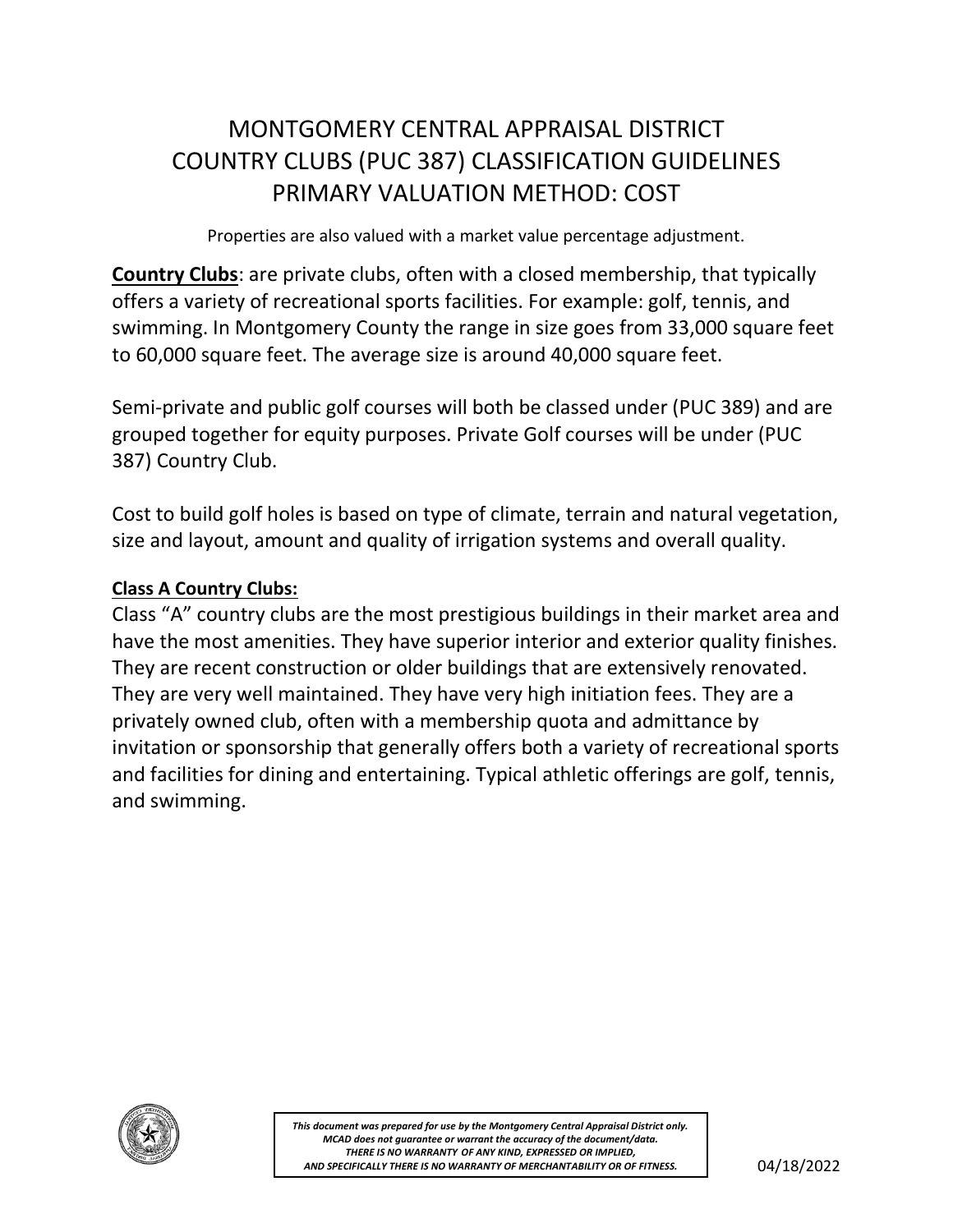# MONTGOMERY CENTRAL APPRAISAL DISTRICT
# COUNTRY CLUBS (PUC 387) CLASSIFICATION GUIDELINES
# PRIMARY VALUATION METHOD: COST

Properties are also valued with a market value percentage adjustment.

<u>**Country Clubs**</u>: are private clubs, often with a closed membership, that typically offers a variety of recreational sports facilities. For example: golf, tennis, and swimming. In Montgomery County the range in size goes from 33,000 square feet to 60,000 square feet. The average size is around 40,000 square feet.

Semi-private and public golf courses will both be classed under (PUC 389) and are grouped together for equity purposes. Private Golf courses will be under (PUC 387) Country Club.

Cost to build golf holes is based on type of climate, terrain and natural vegetation, size and layout, amount and quality of irrigation systems and overall quality.

<u>**Class A Country Clubs:**</u>

Class "A" country clubs are the most prestigious buildings in their market area and have the most amenities. They have superior interior and exterior quality finishes. They are recent construction or older buildings that are extensively renovated. They are very well maintained. They have very high initiation fees. They are a privately owned club, often with a membership quota and admittance by invitation or sponsorship that generally offers both a variety of recreational sports and facilities for dining and entertaining. Typical athletic offerings are golf, tennis, and swimming.

*This document was prepared for use by the Montgomery Central Appraisal District only. MCAD does not guarantee or warrant the accuracy of the document/data. THERE IS NO WARRANTY OF ANY KIND, EXPRESSED OR IMPLIED, AND SPECIFICALLY THERE IS NO WARRANTY OF MERCHANTABILITY OR OF FITNESS.*

04/18/2022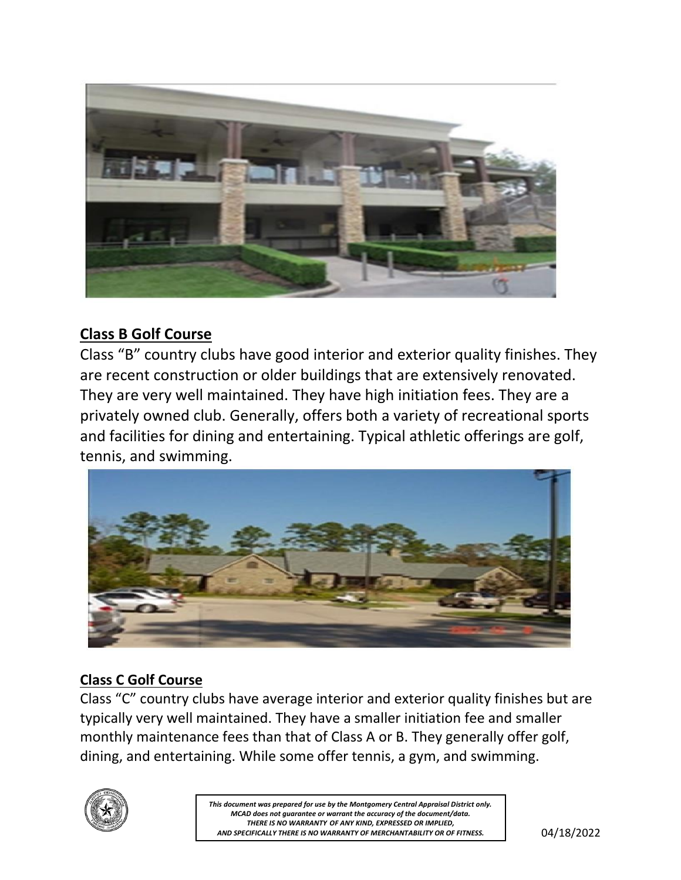## Class B Golf Course

Class "B" country clubs have good interior and exterior quality finishes. They are recent construction or older buildings that are extensively renovated. They are very well maintained. They have high initiation fees. They are a privately owned club. Generally, offers both a variety of recreational sports and facilities for dining and entertaining. Typical athletic offerings are golf, tennis, and swimming.

## Class C Golf Course

Class "C" country clubs have average interior and exterior quality finishes but are typically very well maintained. They have a smaller initiation fee and smaller monthly maintenance fees than that of Class A or B. They generally offer golf, dining, and entertaining. While some offer tennis, a gym, and swimming.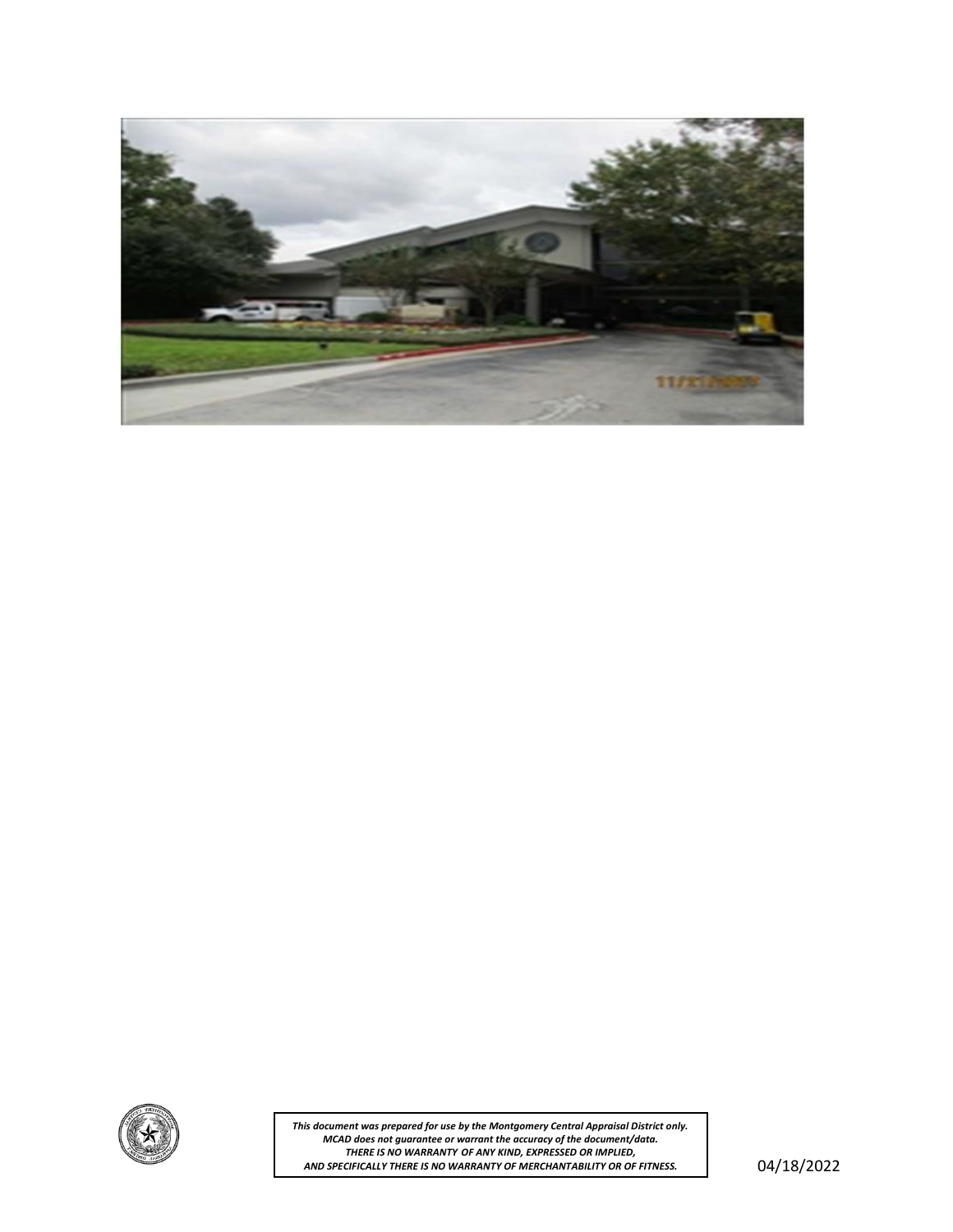*This document was prepared for use by the Montgomery Central Appraisal District only.*
*MCAD does not guarantee or warrant the accuracy of the document/data.*
*THERE IS NO WARRANTY OF ANY KIND, EXPRESSED OR IMPLIED,*
*AND SPECIFICALLY THERE IS NO WARRANTY OF MERCHANTABILITY OR OF FITNESS.*

04/18/2022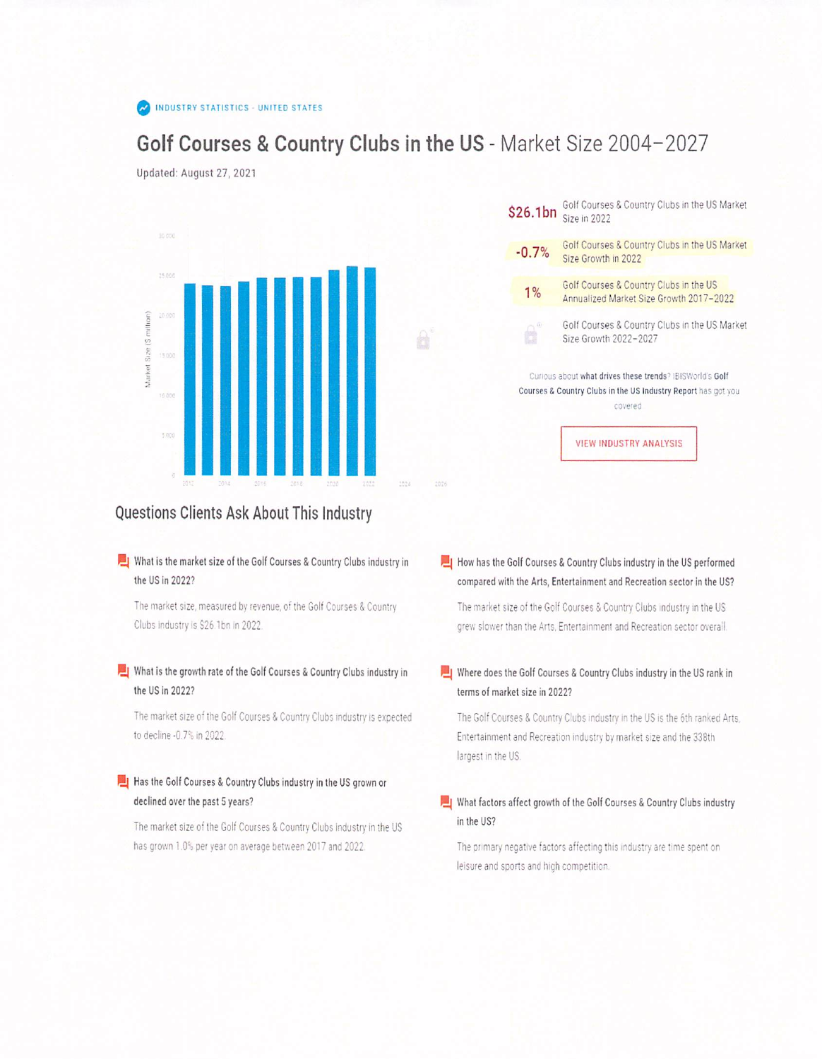INDUSTRY STATISTICS - UNITED STATES

# Golf Courses & Country Clubs in the US - Market Size 2004–2027

Updated: August 27, 2021

30,000
25,000
20,000
15,000
10,000
5,000
0
Market Size ($ million)
2012 2014 2016 2018 2020 2022 2024 2026

**$26.1bn** Golf Courses & Country Clubs in the US Market Size in 2022

**-0.7%** Golf Courses & Country Clubs in the US Market Size Growth in 2022

**1%** Golf Courses & Country Clubs in the US Annualized Market Size Growth 2017–2022

Golf Courses & Country Clubs in the US Market Size Growth 2022–2027

Curious about **what drives these trends**? IBISWorld's **Golf Courses & Country Clubs in the US Industry Report** has got you covered

VIEW INDUSTRY ANALYSIS

## Questions Clients Ask About This Industry

**What is the market size of the Golf Courses & Country Clubs industry in the US in 2022?**

The market size, measured by revenue, of the Golf Courses & Country Clubs industry is $26.1bn in 2022.

**What is the growth rate of the Golf Courses & Country Clubs industry in the US in 2022?**

The market size of the Golf Courses & Country Clubs industry is expected to decline -0.7% in 2022.

**Has the Golf Courses & Country Clubs industry in the US grown or declined over the past 5 years?**

The market size of the Golf Courses & Country Clubs industry in the US has grown 1.0% per year on average between 2017 and 2022.

**How has the Golf Courses & Country Clubs industry in the US performed compared with the Arts, Entertainment and Recreation sector in the US?**

The market size of the Golf Courses & Country Clubs industry in the US grew slower than the Arts, Entertainment and Recreation sector overall.

**Where does the Golf Courses & Country Clubs industry in the US rank in terms of market size in 2022?**

The Golf Courses & Country Clubs industry in the US is the 6th ranked Arts, Entertainment and Recreation industry by market size and the 338th largest in the US.

**What factors affect growth of the Golf Courses & Country Clubs industry in the US?**

The primary negative factors affecting this industry are time spent on leisure and sports and high competition.